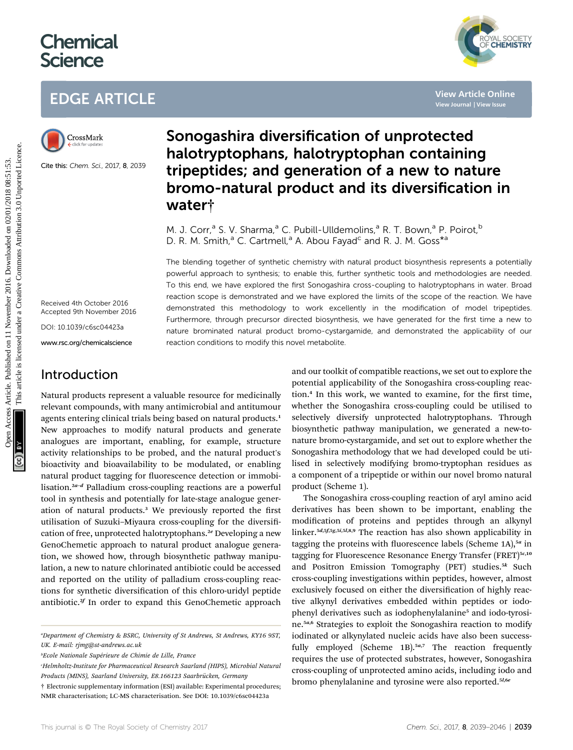# Chemical Science

## EDGE ARTICLE

Cite this: *Chem. Sci.*, 2017, **8**, 2039

# Sonogashira diversification of unprotected halotryptophans, halotryptophan containing tripeptides; and generation of a new to nature bromo-natural product and its diversification in water†

M. J. Corr,[a] S. V. Sharma,[a] C. Pubill-Ulldemolins,[a] R. T. Bown,[a] P. Poirot,[b] D. R. M. Smith,[a] C. Cartmell,[a] A. Abou Fayad[c] and R. J. M. Goss*[a]

Received 4th October 2016
Accepted 9th November 2016

DOI: 10.1039/c6sc04423a

www.rsc.org/chemicalscience

The blending together of synthetic chemistry with natural product biosynthesis represents a potentially powerful approach to synthesis; to enable this, further synthetic tools and methodologies are needed. To this end, we have explored the first Sonogashira cross-coupling to halotryptophans in water. Broad reaction scope is demonstrated and we have explored the limits of the scope of the reaction. We have demonstrated this methodology to work excellently in the modification of model tripeptides. Furthermore, through precursor directed biosynthesis, we have generated for the first time a new to nature brominated natural product bromo-cystargamide, and demonstrated the applicability of our reaction conditions to modify this novel metabolite.

## Introduction

Natural products represent a valuable resource for medicinally relevant compounds, with many antimicrobial and antitumour agents entering clinical trials being based on natural products.[1] New approaches to modify natural products and generate analogues are important, enabling, for example, structure activity relationships to be probed, and the natural product's bioactivity and bioavailability to be modulated, or enabling natural product tagging for fluorescence detection or immobilisation.[2a–d] Palladium cross-coupling reactions are a powerful tool in synthesis and potentially for late-stage analogue generation of natural products.[3] We previously reported the first utilisation of Suzuki–Miyaura cross-coupling for the diversification of free, unprotected halotryptophans.[2e] Developing a new GenoChemetic approach to natural product analogue generation, we showed how, through biosynthetic pathway manipulation, a new to nature chlorinated antibiotic could be accessed and reported on the utility of palladium cross-coupling reactions for synthetic diversification of this chloro-uridyl peptide antibiotic.[2f] In order to expand this GenoChemetic approach and our toolkit of compatible reactions, we set out to explore the potential applicability of the Sonogashira cross-coupling reaction.[4] In this work, we wanted to examine, for the first time, whether the Sonogashira cross-coupling could be utilised to selectively diversify unprotected halotryptophans. Through biosynthetic pathway manipulation, we generated a new-to-nature bromo-cystargamide, and set out to explore whether the Sonogashira methodology that we had developed could be utilised in selectively modifying bromo-tryptophan residues as a component of a tripeptide or within our novel bromo natural product (Scheme 1).

The Sonogashira cross-coupling reaction of aryl amino acid derivatives has been shown to be important, enabling the modification of proteins and peptides through an alkynyl linker.[5d,5f,5g,5i,5l,8,9] The reaction has also shown applicability in tagging the proteins with fluorescence labels (Scheme 1A),[5a] in tagging for Fluorescence Resonance Energy Transfer (FRET)[5c,10] and Positron Emission Tomography (PET) studies.[5k] Such cross-coupling investigations within peptides, however, almost exclusively focused on either the diversification of highly reactive alkynyl derivatives embedded within peptides or iodophenyl derivatives such as iodophenylalanine[5] and iodo-tyrosine.[5a,6] Strategies to exploit the Sonogashira reaction to modify iodinated or alkynylated nucleic acids have also been successfully employed (Scheme 1B).[5a,7] The reaction frequently requires the use of protected substrates, however, Sonogashira cross-coupling of unprotected amino acids, including iodo and bromo phenylalanine and tyrosine were also reported.[5l,6e]

---

[a]Department of Chemistry & BSRC, University of St Andrews, St Andrews, KY16 9ST, UK. E-mail: rjmg@st-andrews.ac.uk

[b]Ecole Nationale Supérieure de Chimie de Lille, France

[c]Helmholtz-Institute for Pharmaceutical Research Saarland (HIPS), Microbial Natural Products (MINS), Saarland University, E8.166123 Saarbrücken, Germany

† Electronic supplementary information (ESI) available: Experimental procedures; NMR characterisation; LC-MS characterisation. See DOI: 10.1039/c6sc04423a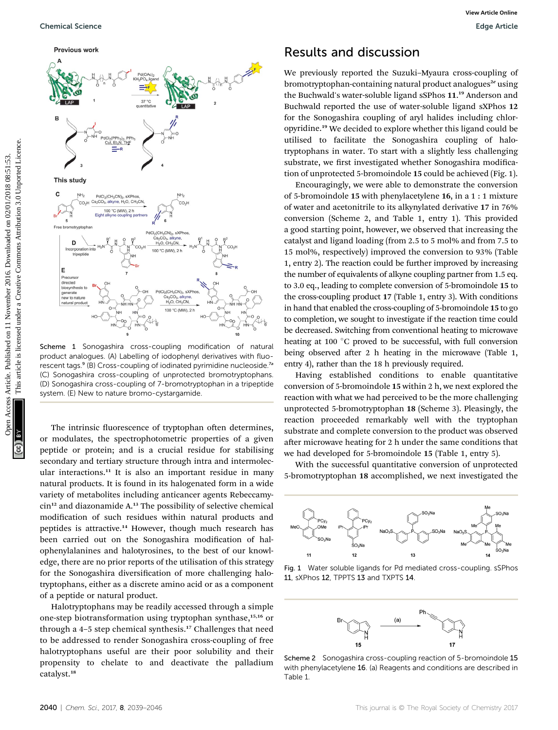Scheme 1 Sonogashira cross-coupling modification of natural product analogues. (A) Labelling of iodophenyl derivatives with fluorescent tags.[9] (B) Cross-coupling of iodinated pyrimidine nucleoside.[7a] (C) Sonogashira cross-coupling of unprotected bromotryptophans. (D) Sonogashira cross-coupling of 7-bromotryptophan in a tripeptide system. (E) New to nature bromo-cystargamide.

The intrinsic fluorescence of tryptophan often determines, or modulates, the spectrophotometric properties of a given peptide or protein; and is a crucial residue for stabilising secondary and tertiary structure through intra and intermolecular interactions.[11] It is also an important residue in many natural products. It is found in its halogenated form in a wide variety of metabolites including anticancer agents Rebeccamycin[12] and diazonamide A.[13] The possibility of selective chemical modification of such residues within natural products and peptides is attractive.[14] However, though much research has been carried out on the Sonogashira modification of halophenylalanines and halotyrosines, to the best of our knowledge, there are no prior reports of the utilisation of this strategy for the Sonogashira diversification of more challenging halotryptophans, either as a discrete amino acid or as a component of a peptide or natural product.

Halotryptophans may be readily accessed through a simple one-step biotransformation using tryptophan synthase,[15,16] or through a 4–5 step chemical synthesis.[17] Challenges that need to be addressed to render Sonogashira cross-coupling of free halotryptophans useful are their poor solubility and their propensity to chelate to and deactivate the palladium catalyst.[18]

## Results and discussion

We previously reported the Suzuki–Myaura cross-coupling of bromotryptophan-containing natural product analogues[2e] using the Buchwald's water-soluble ligand sSPhos **11**.[19] Anderson and Buchwald reported the use of water-soluble ligand sXPhos **12** for the Sonogashira coupling of aryl halides including chloropyridine.[19] We decided to explore whether this ligand could be utilised to facilitate the Sonogashira coupling of halotryptophans in water. To start with a slightly less challenging substrate, we first investigated whether Sonogashira modification of unprotected 5-bromoindole **15** could be achieved (Fig. 1).

Encouragingly, we were able to demonstrate the conversion of 5-bromoindole **15** with phenylacetylene **16**, in a 1 : 1 mixture of water and acetonitrile to its alkynylated derivative **17** in 76% conversion (Scheme 2, and Table 1, entry 1). This provided a good starting point, however, we observed that increasing the catalyst and ligand loading (from 2.5 to 5 mol% and from 7.5 to 15 mol%, respectively) improved the conversion to 93% (Table 1, entry 2). The reaction could be further improved by increasing the number of equivalents of alkyne coupling partner from 1.5 eq. to 3.0 eq., leading to complete conversion of 5-bromoindole **15** to the cross-coupling product **17** (Table 1, entry 3). With conditions in hand that enabled the cross-coupling of 5-bromoindole **15** to go to completion, we sought to investigate if the reaction time could be decreased. Switching from conventional heating to microwave heating at 100 °C proved to be successful, with full conversion being observed after 2 h heating in the microwave (Table 1, entry 4), rather than the 18 h previously required.

Having established conditions to enable quantitative conversion of 5-bromoindole **15** within 2 h, we next explored the reaction with what we had perceived to be the more challenging unprotected 5-bromotryptophan **18** (Scheme 3). Pleasingly, the reaction proceeded remarkably well with the tryptophan substrate and complete conversion to the product was observed after microwave heating for 2 h under the same conditions that we had developed for 5-bromoindole **15** (Table 1, entry 5).

With the successful quantitative conversion of unprotected 5-bromotryptophan **18** accomplished, we next investigated the

Fig. 1 Water soluble ligands for Pd mediated cross-coupling. sSPhos **11**, sXPhos **12**, TPPTS **13** and TXPTS **14**.

Scheme 2 Sonogashira cross-coupling reaction of 5-bromoindole **15** with phenylacetylene **16**. (a) Reagents and conditions are described in Table 1.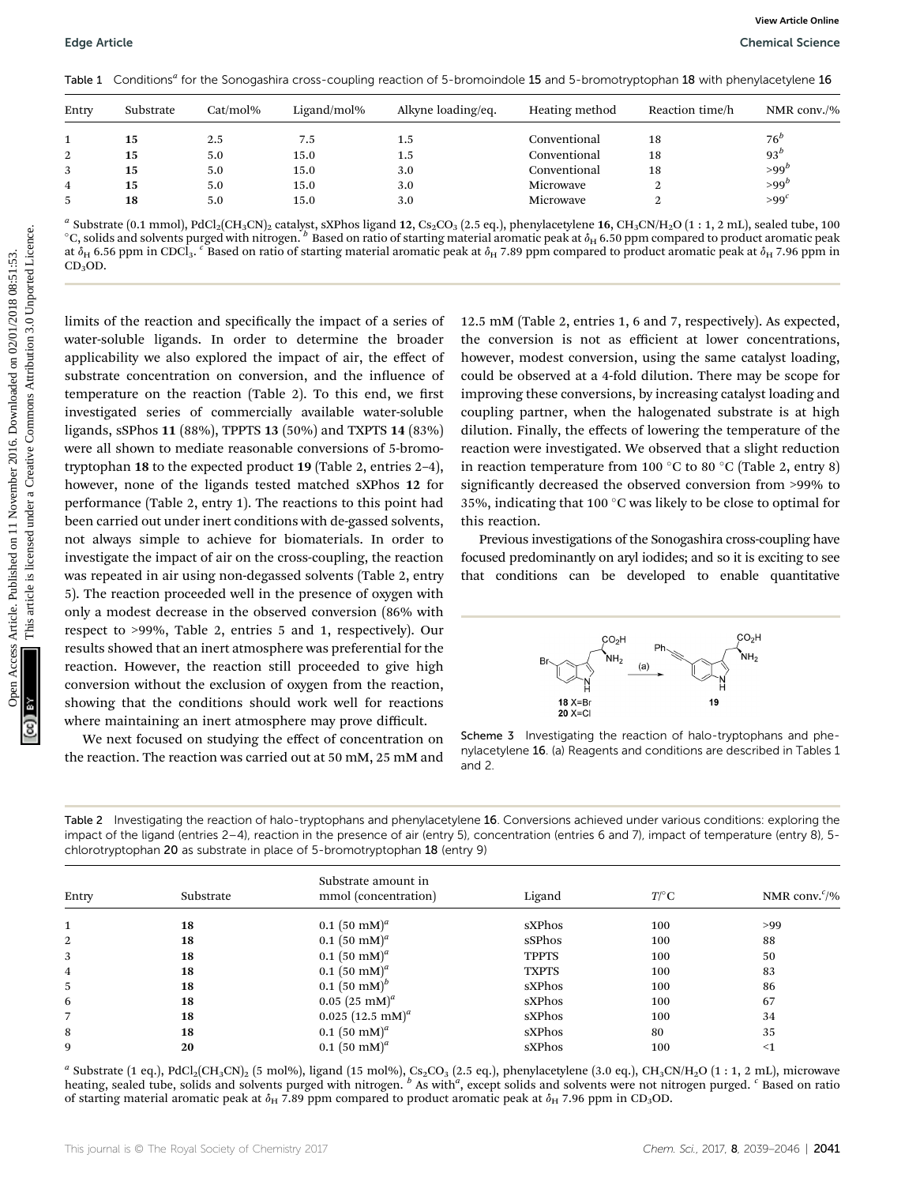Table 1 Conditions[a] for the Sonogashira cross-coupling reaction of 5-bromoindole **15** and 5-bromotryptophan **18** with phenylacetylene **16**

| Entry | Substrate | Cat/mol% | Ligand/mol% | Alkyne loading/eq. | Heating method | Reaction time/h | NMR conv./% |
|---|---|---|---|---|---|---|---|
| 1 | **15** | 2.5 | 7.5 | 1.5 | Conventional | 18 | 76[b] |
| 2 | **15** | 5.0 | 15.0 | 1.5 | Conventional | 18 | 93[b] |
| 3 | **15** | 5.0 | 15.0 | 3.0 | Conventional | 18 | >99[b] |
| 4 | **15** | 5.0 | 15.0 | 3.0 | Microwave | 2 | >99[b] |
| 5 | **18** | 5.0 | 15.0 | 3.0 | Microwave | 2 | >99[c] |

[a] Substrate (0.1 mmol), $PdCl_2(CH_3CN)_2$ catalyst, sXPhos ligand **12**, $Cs_2CO_3$ (2.5 eq.), phenylacetylene **16**, $CH_3CN/H_2O$ (1 : 1, 2 mL), sealed tube, 100 °C, solids and solvents purged with nitrogen. [b] Based on ratio of starting material aromatic peak at $\delta_H$ 6.50 ppm compared to product aromatic peak at $\delta_H$ 6.56 ppm in $CDCl_3$. [c] Based on ratio of starting material aromatic peak at $\delta_H$ 7.89 ppm compared to product aromatic peak at $\delta_H$ 7.96 ppm in $CD_3OD$.

limits of the reaction and specifically the impact of a series of water-soluble ligands. In order to determine the broader applicability we also explored the impact of air, the effect of substrate concentration on conversion, and the influence of temperature on the reaction (Table 2). To this end, we first investigated series of commercially available water-soluble ligands, sSPhos **11** (88%), TPPTS **13** (50%) and TXPTS **14** (83%) were all shown to mediate reasonable conversions of 5-bromotryptophan **18** to the expected product **19** (Table 2, entries 2–4), however, none of the ligands tested matched sXPhos **12** for performance (Table 2, entry 1). The reactions to this point had been carried out under inert conditions with de-gassed solvents, not always simple to achieve for biomaterials. In order to investigate the impact of air on the cross-coupling, the reaction was repeated in air using non-degassed solvents (Table 2, entry 5). The reaction proceeded well in the presence of oxygen with only a modest decrease in the observed conversion (86% with respect to >99%, Table 2, entries 5 and 1, respectively). Our results showed that an inert atmosphere was preferential for the reaction. However, the reaction still proceeded to give high conversion without the exclusion of oxygen from the reaction, showing that the conditions should work well for reactions where maintaining an inert atmosphere may prove difficult.

We next focused on studying the effect of concentration on the reaction. The reaction was carried out at 50 mM, 25 mM and 12.5 mM (Table 2, entries 1, 6 and 7, respectively). As expected, the conversion is not as efficient at lower concentrations, however, modest conversion, using the same catalyst loading, could be observed at a 4-fold dilution. There may be scope for improving these conversions, by increasing catalyst loading and coupling partner, when the halogenated substrate is at high dilution. Finally, the effects of lowering the temperature of the reaction were investigated. We observed that a slight reduction in reaction temperature from 100 °C to 80 °C (Table 2, entry 8) significantly decreased the observed conversion from >99% to 35%, indicating that 100 °C was likely to be close to optimal for this reaction.

Previous investigations of the Sonogashira cross-coupling have focused predominantly on aryl iodides; and so it is exciting to see that conditions can be developed to enable quantitative

Scheme 3 Investigating the reaction of halo-tryptophans and phenylacetylene **16**. (a) Reagents and conditions are described in Tables 1 and 2.

Table 2 Investigating the reaction of halo-tryptophans and phenylacetylene **16**. Conversions achieved under various conditions: exploring the impact of the ligand (entries 2–4), reaction in the presence of air (entry 5), concentration (entries 6 and 7), impact of temperature (entry 8), 5-chlorotryptophan **20** as substrate in place of 5-bromotryptophan **18** (entry 9)

| Entry | Substrate | Substrate amount in mmol (concentration) | Ligand | $T$/°C | NMR conv.[c]/% |
|---|---|---|---|---|---|
| 1 | **18** | 0.1 (50 mM)[a] | sXPhos | 100 | >99 |
| 2 | **18** | 0.1 (50 mM)[a] | sSPhos | 100 | 88 |
| 3 | **18** | 0.1 (50 mM)[a] | TPPTS | 100 | 50 |
| 4 | **18** | 0.1 (50 mM)[a] | TXPTS | 100 | 83 |
| 5 | **18** | 0.1 (50 mM)[b] | sXPhos | 100 | 86 |
| 6 | **18** | 0.05 (25 mM)[a] | sXPhos | 100 | 67 |
| 7 | **18** | 0.025 (12.5 mM)[a] | sXPhos | 100 | 34 |
| 8 | **18** | 0.1 (50 mM)[a] | sXPhos | 80 | 35 |
| 9 | **20** | 0.1 (50 mM)[a] | sXPhos | 100 | <1 |

[a] Substrate (1 eq.), $PdCl_2(CH_3CN)_2$ (5 mol%), ligand (15 mol%), $Cs_2CO_3$ (2.5 eq.), phenylacetylene (3.0 eq.), $CH_3CN/H_2O$ (1 : 1, 2 mL), microwave heating, sealed tube, solids and solvents purged with nitrogen. [b] As with[a], except solids and solvents were not nitrogen purged. [c] Based on ratio of starting material aromatic peak at $\delta_H$ 7.89 ppm compared to product aromatic peak at $\delta_H$ 7.96 ppm in $CD_3OD$.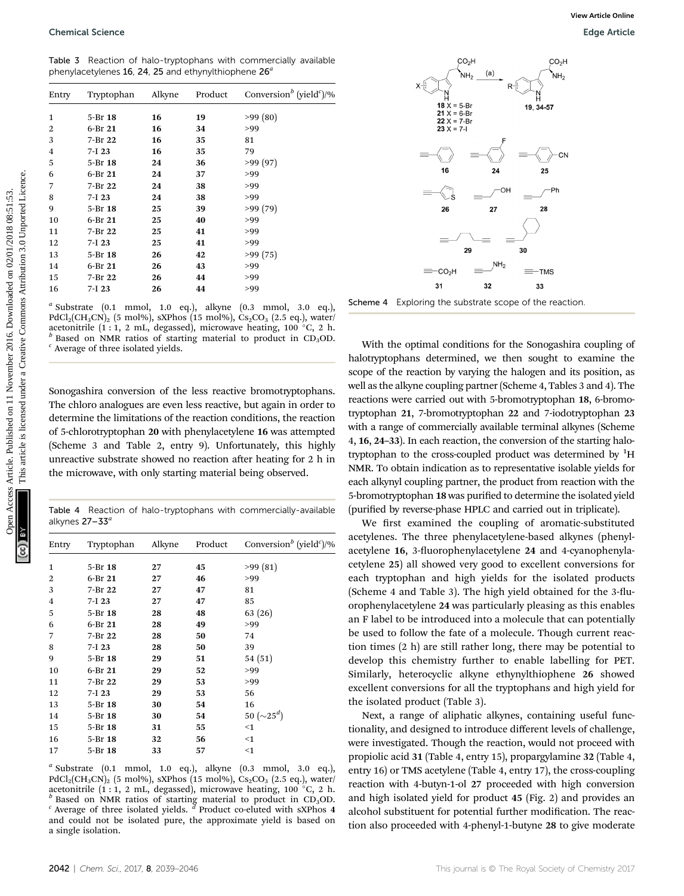Table 3 Reaction of halo-tryptophans with commercially available phenylacetylenes **16**, **24**, **25** and ethynylthiophene **26**[a]

| Entry | Tryptophan | Alkyne | Product | Conversion[b] (yield[c])/% |
|---|---|---|---|---|
| 1 | 5-Br **18** | **16** | **19** | >99 (80) |
| 2 | 6-Br **21** | **16** | **34** | >99 |
| 3 | 7-Br **22** | **16** | **35** | 81 |
| 4 | 7-I **23** | **16** | **35** | 79 |
| 5 | 5-Br **18** | **24** | **36** | >99 (97) |
| 6 | 6-Br **21** | **24** | **37** | >99 |
| 7 | 7-Br **22** | **24** | **38** | >99 |
| 8 | 7-I **23** | **24** | **38** | >99 |
| 9 | 5-Br **18** | **25** | **39** | >99 (79) |
| 10 | 6-Br **21** | **25** | **40** | >99 |
| 11 | 7-Br **22** | **25** | **41** | >99 |
| 12 | 7-I **23** | **25** | **41** | >99 |
| 13 | 5-Br **18** | **26** | **42** | >99 (75) |
| 14 | 6-Br **21** | **26** | **43** | >99 |
| 15 | 7-Br **22** | **26** | **44** | >99 |
| 16 | 7-I **23** | **26** | **44** | >99 |

[a] Substrate (0.1 mmol, 1.0 eq.), alkyne (0.3 mmol, 3.0 eq.), $PdCl_2(CH_3CN)_2$ (5 mol%), sXPhos (15 mol%), $Cs_2CO_3$ (2.5 eq.), water/acetonitrile (1 : 1, 2 mL, degassed), microwave heating, 100 °C, 2 h. [b] Based on NMR ratios of starting material to product in $CD_3OD$. [c] Average of three isolated yields.

Sonogashira conversion of the less reactive bromotryptophans. The chloro analogues are even less reactive, but again in order to determine the limitations of the reaction conditions, the reaction of 5-chlorotryptophan **20** with phenylacetylene **16** was attempted (Scheme 3 and Table 2, entry 9). Unfortunately, this highly unreactive substrate showed no reaction after heating for 2 h in the microwave, with only starting material being observed.

Table 4 Reaction of halo-tryptophans with commercially-available alkynes **27–33**[a]

| Entry | Tryptophan | Alkyne | Product | Conversion[b] (yield[c])/% |
|---|---|---|---|---|
| 1 | 5-Br **18** | **27** | **45** | >99 (81) |
| 2 | 6-Br **21** | **27** | **46** | >99 |
| 3 | 7-Br **22** | **27** | **47** | 81 |
| 4 | 7-I **23** | **27** | **47** | 85 |
| 5 | 5-Br **18** | **28** | **48** | 63 (26) |
| 6 | 6-Br **21** | **28** | **49** | >99 |
| 7 | 7-Br **22** | **28** | **50** | 74 |
| 8 | 7-I **23** | **28** | **50** | 39 |
| 9 | 5-Br **18** | **29** | **51** | 54 (51) |
| 10 | 6-Br **21** | **29** | **52** | >99 |
| 11 | 7-Br **22** | **29** | **53** | >99 |
| 12 | 7-I **23** | **29** | **53** | 56 |
| 13 | 5-Br **18** | **30** | **54** | 16 |
| 14 | 5-Br **18** | **30** | **54** | 50 (~25[d]) |
| 15 | 5-Br **18** | **31** | **55** | <1 |
| 16 | 5-Br **18** | **32** | **56** | <1 |
| 17 | 5-Br **18** | **33** | **57** | <1 |

[a] Substrate (0.1 mmol, 1.0 eq.), alkyne (0.3 mmol, 3.0 eq.), $PdCl_2(CH_3CN)_2$ (5 mol%), sXPhos (15 mol%), $Cs_2CO_3$ (2.5 eq.), water/acetonitrile (1 : 1, 2 mL, degassed), microwave heating, 100 °C, 2 h. [b] Based on NMR ratios of starting material to product in $CD_3OD$. [c] Average of three isolated yields. [d] Product co-eluted with sXPhos **4** and could not be isolated pure, the approximate yield is based on a single isolation.

Scheme 4 Exploring the substrate scope of the reaction.

With the optimal conditions for the Sonogashira coupling of halotryptophans determined, we then sought to examine the scope of the reaction by varying the halogen and its position, as well as the alkyne coupling partner (Scheme 4, Tables 3 and 4). The reactions were carried out with 5-bromotryptophan **18**, 6-bromotryptophan **21**, 7-bromotryptophan **22** and 7-iodotryptophan **23** with a range of commercially available terminal alkynes (Scheme 4, **16**, **24–33**). In each reaction, the conversion of the starting halotryptophan to the cross-coupled product was determined by $^1H$ NMR. To obtain indication as to representative isolable yields for each alkynyl coupling partner, the product from reaction with the 5-bromotryptophan **18** was purified to determine the isolated yield (purified by reverse-phase HPLC and carried out in triplicate).

We first examined the coupling of aromatic-substituted acetylenes. The three phenylacetylene-based alkynes (phenylacetylene **16**, 3-fluorophenylacetylene **24** and 4-cyanophenylacetylene **25**) all showed very good to excellent conversions for each tryptophan and high yields for the isolated products (Scheme 4 and Table 3). The high yield obtained for the 3-fluorophenylacetylene **24** was particularly pleasing as this enables an F label to be introduced into a molecule that can potentially be used to follow the fate of a molecule. Though current reaction times (2 h) are still rather long, there may be potential to develop this chemistry further to enable labelling for PET. Similarly, heterocyclic alkyne ethynylthiophene **26** showed excellent conversions for all the tryptophans and high yield for the isolated product (Table 3).

Next, a range of aliphatic alkynes, containing useful functionality, and designed to introduce different levels of challenge, were investigated. Though the reaction, would not proceed with propiolic acid **31** (Table 4, entry 15), propargylamine **32** (Table 4, entry 16) or TMS acetylene (Table 4, entry 17), the cross-coupling reaction with 4-butyn-1-ol **27** proceeded with high conversion and high isolated yield for product **45** (Fig. 2) and provides an alcohol substituent for potential further modification. The reaction also proceeded with 4-phenyl-1-butyne **28** to give moderate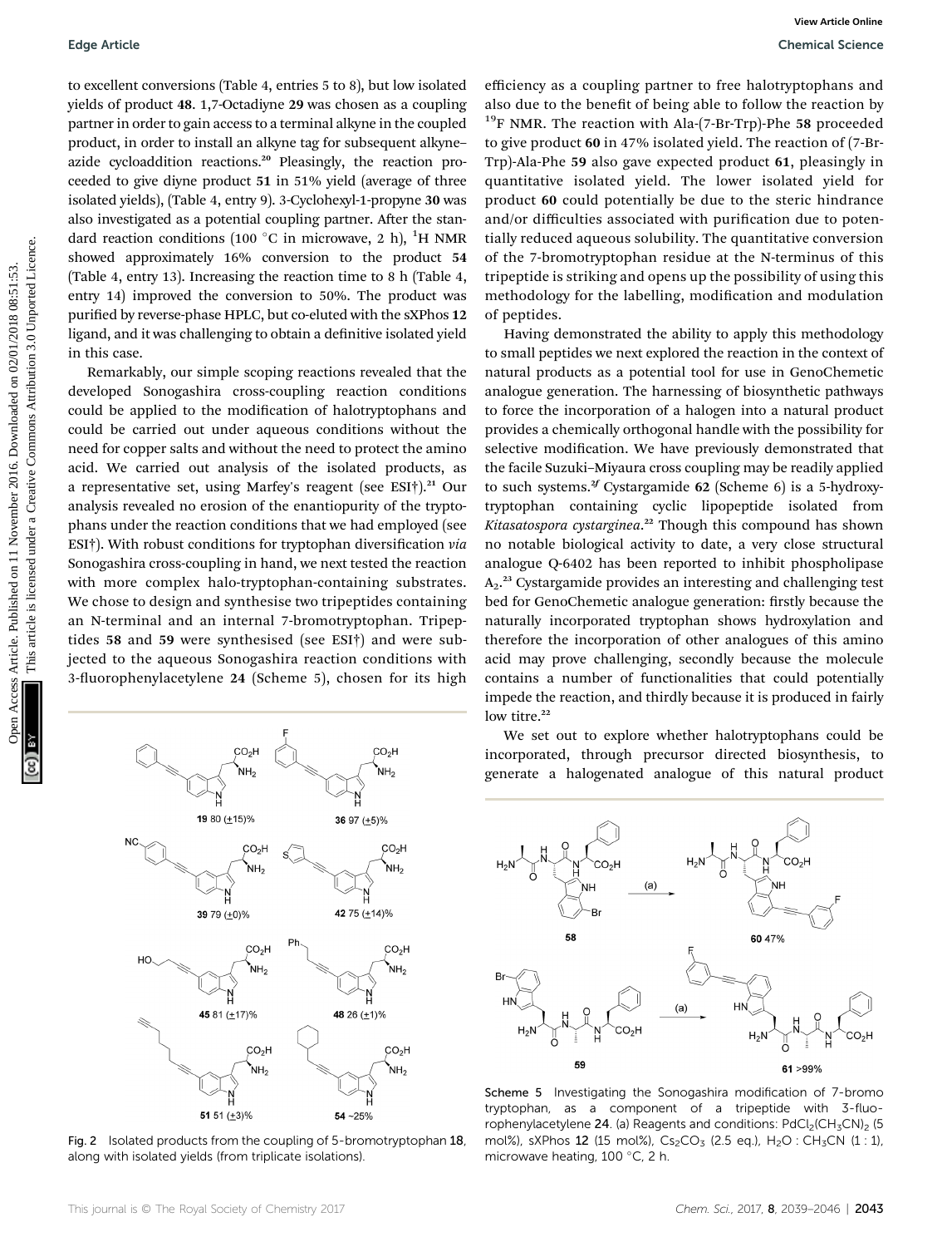to excellent conversions (Table 4, entries 5 to 8), but low isolated yields of product **48**. 1,7-Octadiyne **29** was chosen as a coupling partner in order to gain access to a terminal alkyne in the coupled product, in order to install an alkyne tag for subsequent alkyne–azide cycloaddition reactions.[20] Pleasingly, the reaction proceeded to give diyne product **51** in 51% yield (average of three isolated yields), (Table 4, entry 9). 3-Cyclohexyl-1-propyne **30** was also investigated as a potential coupling partner. After the standard reaction conditions (100 °C in microwave, 2 h), $^1$H NMR showed approximately 16% conversion to the product **54** (Table 4, entry 13). Increasing the reaction time to 8 h (Table 4, entry 14) improved the conversion to 50%. The product was purified by reverse-phase HPLC, but co-eluted with the sXPhos **12** ligand, and it was challenging to obtain a definitive isolated yield in this case.

Remarkably, our simple scoping reactions revealed that the developed Sonogashira cross-coupling reaction conditions could be applied to the modification of halotryptophans and could be carried out under aqueous conditions without the need for copper salts and without the need to protect the amino acid. We carried out analysis of the isolated products, as a representative set, using Marfey's reagent (see ESI†).[21] Our analysis revealed no erosion of the enantiopurity of the tryptophans under the reaction conditions that we had employed (see ESI†). With robust conditions for tryptophan diversification *via* Sonogashira cross-coupling in hand, we next tested the reaction with more complex halo-tryptophan-containing substrates. We chose to design and synthesise two tripeptides containing an N-terminal and an internal 7-bromotryptophan. Tripeptides **58** and **59** were synthesised (see ESI†) and were subjected to the aqueous Sonogashira reaction conditions with 3-fluorophenylacetylene **24** (Scheme 5), chosen for its high efficiency as a coupling partner to free halotryptophans and also due to the benefit of being able to follow the reaction by $^{19}$F NMR. The reaction with Ala-(7-Br-Trp)-Phe **58** proceeded to give product **60** in 47% isolated yield. The reaction of (7-Br-Trp)-Ala-Phe **59** also gave expected product **61**, pleasingly in quantitative isolated yield. The lower isolated yield for product **60** could potentially be due to the steric hindrance and/or difficulties associated with purification due to potentially reduced aqueous solubility. The quantitative conversion of the 7-bromotryptophan residue at the N-terminus of this tripeptide is striking and opens up the possibility of using this methodology for the labelling, modification and modulation of peptides.

Having demonstrated the ability to apply this methodology to small peptides we next explored the reaction in the context of natural products as a potential tool for use in GenoChemetic analogue generation. The harnessing of biosynthetic pathways to force the incorporation of a halogen into a natural product provides a chemically orthogonal handle with the possibility for selective modification. We have previously demonstrated that the facile Suzuki–Miyaura cross coupling may be readily applied to such systems.[2f] Cystargamide **62** (Scheme 6) is a 5-hydroxytryptophan containing cyclic lipopeptide isolated from *Kitasatospora cystarginea*.[22] Though this compound has shown no notable biological activity to date, a very close structural analogue Q-6402 has been reported to inhibit phospholipase $A_2$.[23] Cystargamide provides an interesting and challenging test bed for GenoChemetic analogue generation: firstly because the naturally incorporated tryptophan shows hydroxylation and therefore the incorporation of other analogues of this amino acid may prove challenging, secondly because the molecule contains a number of functionalities that could potentially impede the reaction, and thirdly because it is produced in fairly low titre.[22]

We set out to explore whether halotryptophans could be incorporated, through precursor directed biosynthesis, to generate a halogenated analogue of this natural product

**19** 80 (±15)% | **36** 97 (±5)% | **39** 79 (±0)% | **42** 75 (±14)% | **45** 81 (±17)% | **48** 26 (±1)% | **51** 51 (±3)% | **54** ~25%

Fig. 2 Isolated products from the coupling of 5-bromotryptophan **18**, along with isolated yields (from triplicate isolations).

**58** → (a) → **60** 47%

**59** → (a) → **61** >99%

Scheme 5 Investigating the Sonogashira modification of 7-bromo tryptophan, as a component of a tripeptide with 3-fluorophenylacetylene **24**. (a) Reagents and conditions: $PdCl_2(CH_3CN)_2$ (5 mol%), sXPhos **12** (15 mol%), $Cs_2CO_3$ (2.5 eq.), $H_2O$ : $CH_3CN$ (1 : 1), microwave heating, 100 °C, 2 h.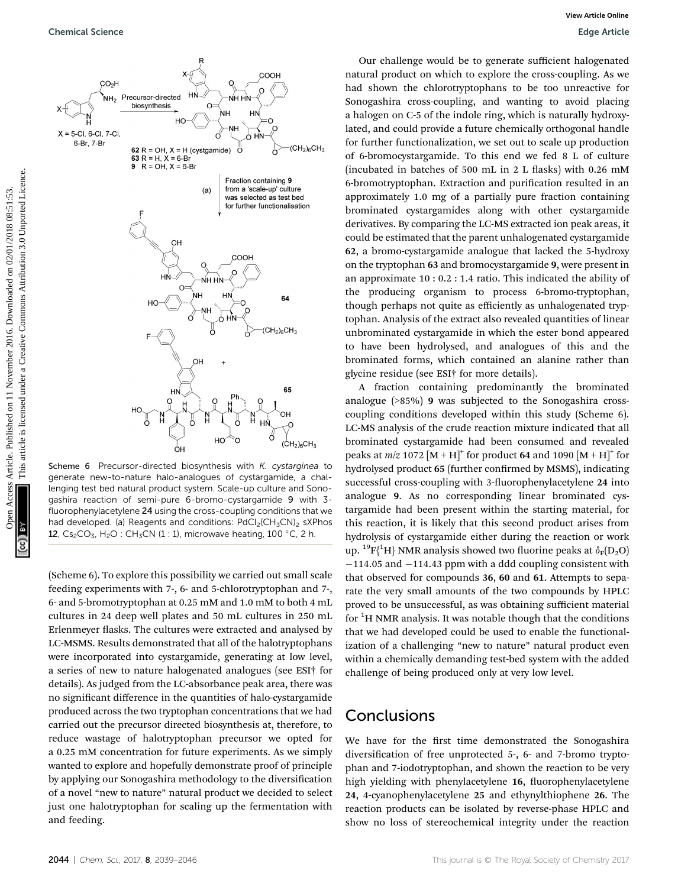Scheme 6 Precursor-directed biosynthesis with *K. cystarginea* to generate new-to-nature halo-analogues of cystargamide, a challenging test bed natural product system. Scale-up culture and Sonogashira reaction of semi-pure 6-bromo-cystargamide **9** with 3-fluorophenylacetylene **24** using the cross-coupling conditions that we had developed. (a) Reagents and conditions: $PdCl_2(CH_3CN)_2$ sXPhos **12**, $Cs_2CO_3$, $H_2O$ : $CH_3CN$ (1 : 1), microwave heating, 100 °C, 2 h.

(Scheme 6). To explore this possibility we carried out small scale feeding experiments with 7-, 6- and 5-chlorotryptophan and 7-, 6- and 5-bromotryptophan at 0.25 mM and 1.0 mM to both 4 mL cultures in 24 deep well plates and 50 mL cultures in 250 mL Erlenmeyer flasks. The cultures were extracted and analysed by LC-MSMS. Results demonstrated that all of the halotryptophans were incorporated into cystargamide, generating at low level, a series of new to nature halogenated analogues (see ESI† for details). As judged from the LC-absorbance peak area, there was no significant difference in the quantities of halo-cystargamide produced across the two tryptophan concentrations that we had carried out the precursor directed biosynthesis at, therefore, to reduce wastage of halotryptophan precursor we opted for a 0.25 mM concentration for future experiments. As we simply wanted to explore and hopefully demonstrate proof of principle by applying our Sonogashira methodology to the diversification of a novel "new to nature" natural product we decided to select just one halotryptophan for scaling up the fermentation with and feeding.

Our challenge would be to generate sufficient halogenated natural product on which to explore the cross-coupling. As we had shown the chlorotryptophans to be too unreactive for Sonogashira cross-coupling, and wanting to avoid placing a halogen on C-5 of the indole ring, which is naturally hydroxylated, and could provide a future chemically orthogonal handle for further functionalization, we set out to scale up production of 6-bromocystargamide. To this end we fed 8 L of culture (incubated in batches of 500 mL in 2 L flasks) with 0.26 mM 6-bromotryptophan. Extraction and purification resulted in an approximately 1.0 mg of a partially pure fraction containing brominated cystargamides along with other cystargamide derivatives. By comparing the LC-MS extracted ion peak areas, it could be estimated that the parent unhalogenated cystargamide **62**, a bromo-cystargamide analogue that lacked the 5-hydroxy on the tryptophan **63** and bromocystargamide **9**, were present in an approximate 10 : 0.2 : 1.4 ratio. This indicated the ability of the producing organism to process 6-bromo-tryptophan, though perhaps not quite as efficiently as unhalogenated tryptophan. Analysis of the extract also revealed quantities of linear unbrominated cystargamide in which the ester bond appeared to have been hydrolysed, and analogues of this and the brominated forms, which contained an alanine rather than glycine residue (see ESI† for more details).

A fraction containing predominantly the brominated analogue (>85%) **9** was subjected to the Sonogashira cross-coupling conditions developed within this study (Scheme 6). LC-MS analysis of the crude reaction mixture indicated that all brominated cystargamide had been consumed and revealed peaks at $m/z$ 1072 $[M + H]^+$ for product **64** and 1090 $[M + H]^+$ for hydrolysed product **65** (further confirmed by MSMS), indicating successful cross-coupling with 3-fluorophenylacetylene **24** into analogue **9**. As no corresponding linear brominated cystargamide had been present within the starting material, for this reaction, it is likely that this second product arises from hydrolysis of cystargamide either during the reaction or work up. $^{19}F\{^1H\}$ NMR analysis showed two fluorine peaks at $\delta_F(D_2O)$ −114.05 and −114.43 ppm with a ddd coupling consistent with that observed for compounds **36**, **60** and **61**. Attempts to separate the very small amounts of the two compounds by HPLC proved to be unsuccessful, as was obtaining sufficient material for $^1H$ NMR analysis. It was notable though that the conditions that we had developed could be used to enable the functionalization of a challenging "new to nature" natural product even within a chemically demanding test-bed system with the added challenge of being produced only at very low level.

## Conclusions

We have for the first time demonstrated the Sonogashira diversification of free unprotected 5-, 6- and 7-bromo tryptophan and 7-iodotryptophan, and shown the reaction to be very high yielding with phenylacetylene **16**, fluorophenylacetylene **24**, 4-cyanophenylacetylene **25** and ethynylthiophene **26**. The reaction products can be isolated by reverse-phase HPLC and show no loss of stereochemical integrity under the reaction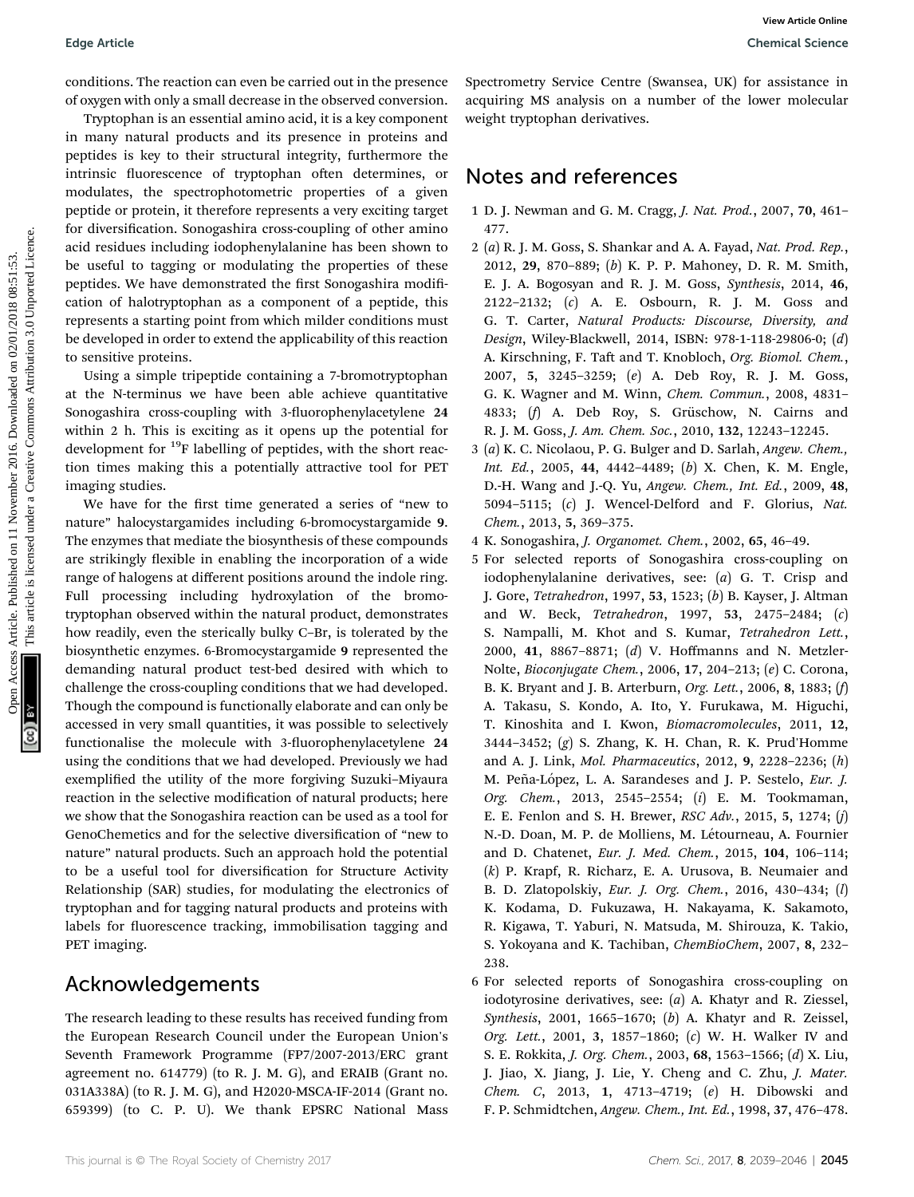conditions. The reaction can even be carried out in the presence of oxygen with only a small decrease in the observed conversion.

Tryptophan is an essential amino acid, it is a key component in many natural products and its presence in proteins and peptides is key to their structural integrity, furthermore the intrinsic fluorescence of tryptophan often determines, or modulates, the spectrophotometric properties of a given peptide or protein, it therefore represents a very exciting target for diversification. Sonogashira cross-coupling of other amino acid residues including iodophenylalanine has been shown to be useful to tagging or modulating the properties of these peptides. We have demonstrated the first Sonogashira modification of halotryptophan as a component of a peptide, this represents a starting point from which milder conditions must be developed in order to extend the applicability of this reaction to sensitive proteins.

Using a simple tripeptide containing a 7-bromotryptophan at the N-terminus we have been able achieve quantitative Sonogashira cross-coupling with 3-fluorophenylacetylene **24** within 2 h. This is exciting as it opens up the potential for development for $^{19}$F labelling of peptides, with the short reaction times making this a potentially attractive tool for PET imaging studies.

We have for the first time generated a series of "new to nature" halocystargamides including 6-bromocystargamide **9**. The enzymes that mediate the biosynthesis of these compounds are strikingly flexible in enabling the incorporation of a wide range of halogens at different positions around the indole ring. Full processing including hydroxylation of the bromotryptophan observed within the natural product, demonstrates how readily, even the sterically bulky C–Br, is tolerated by the biosynthetic enzymes. 6-Bromocystargamide **9** represented the demanding natural product test-bed desired with which to challenge the cross-coupling conditions that we had developed. Though the compound is functionally elaborate and can only be accessed in very small quantities, it was possible to selectively functionalise the molecule with 3-fluorophenylacetylene **24** using the conditions that we had developed. Previously we had exemplified the utility of the more forgiving Suzuki–Miyaura reaction in the selective modification of natural products; here we show that the Sonogashira reaction can be used as a tool for GenoChemetics and for the selective diversification of "new to nature" natural products. Such an approach hold the potential to be a useful tool for diversification for Structure Activity Relationship (SAR) studies, for modulating the electronics of tryptophan and for tagging natural products and proteins with labels for fluorescence tracking, immobilisation tagging and PET imaging.

## Acknowledgements

The research leading to these results has received funding from the European Research Council under the European Union's Seventh Framework Programme (FP7/2007-2013/ERC grant agreement no. 614779) (to R. J. M. G), and ERAIB (Grant no. 031A338A) (to R. J. M. G), and H2020-MSCA-IF-2014 (Grant no. 659399) (to C. P. U). We thank EPSRC National Mass Spectrometry Service Centre (Swansea, UK) for assistance in acquiring MS analysis on a number of the lower molecular weight tryptophan derivatives.

## Notes and references

1 D. J. Newman and G. M. Cragg, *J. Nat. Prod.*, 2007, **70**, 461–477.

2 (*a*) R. J. M. Goss, S. Shankar and A. A. Fayad, *Nat. Prod. Rep.*, 2012, **29**, 870–889; (*b*) K. P. P. Mahoney, D. R. M. Smith, E. J. A. Bogosyan and R. J. M. Goss, *Synthesis*, 2014, **46**, 2122–2132; (*c*) A. E. Osbourn, R. J. M. Goss and G. T. Carter, *Natural Products: Discourse, Diversity, and Design*, Wiley-Blackwell, 2014, ISBN: 978-1-118-29806-0; (*d*) A. Kirschning, F. Taft and T. Knobloch, *Org. Biomol. Chem.*, 2007, **5**, 3245–3259; (*e*) A. Deb Roy, R. J. M. Goss, G. K. Wagner and M. Winn, *Chem. Commun.*, 2008, 4831–4833; (*f*) A. Deb Roy, S. Grüschow, N. Cairns and R. J. M. Goss, *J. Am. Chem. Soc.*, 2010, **132**, 12243–12245.

3 (*a*) K. C. Nicolaou, P. G. Bulger and D. Sarlah, *Angew. Chem., Int. Ed.*, 2005, **44**, 4442–4489; (*b*) X. Chen, K. M. Engle, D.-H. Wang and J.-Q. Yu, *Angew. Chem., Int. Ed.*, 2009, **48**, 5094–5115; (*c*) J. Wencel-Delford and F. Glorius, *Nat. Chem.*, 2013, **5**, 369–375.

4 K. Sonogashira, *J. Organomet. Chem.*, 2002, **65**, 46–49.

5 For selected reports of Sonogashira cross-coupling on iodophenylalanine derivatives, see: (*a*) G. T. Crisp and J. Gore, *Tetrahedron*, 1997, **53**, 1523; (*b*) B. Kayser, J. Altman and W. Beck, *Tetrahedron*, 1997, **53**, 2475–2484; (*c*) S. Nampalli, M. Khot and S. Kumar, *Tetrahedron Lett.*, 2000, **41**, 8867–8871; (*d*) V. Hoffmanns and N. Metzler-Nolte, *Bioconjugate Chem.*, 2006, **17**, 204–213; (*e*) C. Corona, B. K. Bryant and J. B. Arterburn, *Org. Lett.*, 2006, **8**, 1883; (*f*) A. Takasu, S. Kondo, A. Ito, Y. Furukawa, M. Higuchi, T. Kinoshita and I. Kwon, *Biomacromolecules*, 2011, **12**, 3444–3452; (*g*) S. Zhang, K. H. Chan, R. K. Prud'Homme and A. J. Link, *Mol. Pharmaceutics*, 2012, **9**, 2228–2236; (*h*) M. Peña-López, L. A. Sarandeses and J. P. Sestelo, *Eur. J. Org. Chem.*, 2013, 2545–2554; (*i*) E. M. Tookmaman, E. E. Fenlon and S. H. Brewer, *RSC Adv.*, 2015, **5**, 1274; (*j*) N.-D. Doan, M. P. de Molliens, M. Létourneau, A. Fournier and D. Chatenet, *Eur. J. Med. Chem.*, 2015, **104**, 106–114; (*k*) P. Krapf, R. Richarz, E. A. Urusova, B. Neumaier and B. D. Zlatopolskiy, *Eur. J. Org. Chem.*, 2016, 430–434; (*l*) K. Kodama, D. Fukuzawa, H. Nakayama, K. Sakamoto, R. Kigawa, T. Yaburi, N. Matsuda, M. Shirouza, K. Takio, S. Yokoyana and K. Tachiban, *ChemBioChem*, 2007, **8**, 232–238.

6 For selected reports of Sonogashira cross-coupling on iodotyrosine derivatives, see: (*a*) A. Khatyr and R. Ziessel, *Synthesis*, 2001, 1665–1670; (*b*) A. Khatyr and R. Zeissel, *Org. Lett.*, 2001, **3**, 1857–1860; (*c*) W. H. Walker IV and S. E. Rokkita, *J. Org. Chem.*, 2003, **68**, 1563–1566; (*d*) X. Liu, J. Jiao, X. Jiang, J. Lie, Y. Cheng and C. Zhu, *J. Mater. Chem. C*, 2013, **1**, 4713–4719; (*e*) H. Dibowski and F. P. Schmidtchen, *Angew. Chem., Int. Ed.*, 1998, **37**, 476–478.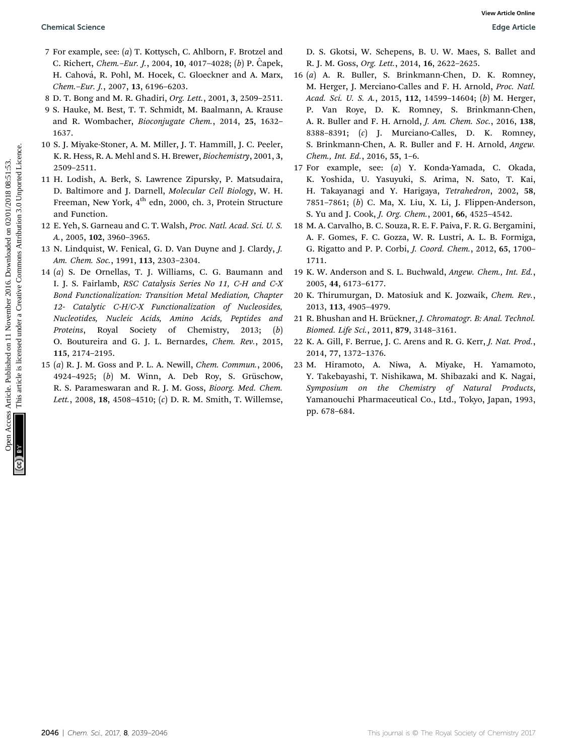7 For example, see: (*a*) T. Kottysch, C. Ahlborn, F. Brotzel and C. Richert, *Chem.–Eur. J.*, 2004, **10**, 4017–4028; (*b*) P. Ĉapek, H. Cahová, R. Pohl, M. Hocek, C. Gloeckner and A. Marx, *Chem.–Eur. J.*, 2007, **13**, 6196–6203.

8 D. T. Bong and M. R. Ghadiri, *Org. Lett.*, 2001, **3**, 2509–2511.

9 S. Hauke, M. Best, T. T. Schmidt, M. Baalmann, A. Krause and R. Wombacher, *Bioconjugate Chem.*, 2014, **25**, 1632–1637.

10 S. J. Miyake-Stoner, A. M. Miller, J. T. Hammill, J. C. Peeler, K. R. Hess, R. A. Mehl and S. H. Brewer, *Biochemistry*, 2001, **3**, 2509–2511.

11 H. Lodish, A. Berk, S. Lawrence Zipursky, P. Matsudaira, D. Baltimore and J. Darnell, *Molecular Cell Biology*, W. H. Freeman, New York, 4th edn, 2000, ch. 3, Protein Structure and Function.

12 E. Yeh, S. Garneau and C. T. Walsh, *Proc. Natl. Acad. Sci. U. S. A.*, 2005, **102**, 3960–3965.

13 N. Lindquist, W. Fenical, G. D. Van Duyne and J. Clardy, *J. Am. Chem. Soc.*, 1991, **113**, 2303–2304.

14 (*a*) S. De Ornellas, T. J. Williams, C. G. Baumann and I. J. S. Fairlamb, *RSC Catalysis Series No 11, C-H and C-X Bond Functionalization: Transition Metal Mediation, Chapter 12- Catalytic C-H/C-X Functionalization of Nucleosides, Nucleotides, Nucleic Acids, Amino Acids, Peptides and Proteins*, Royal Society of Chemistry, 2013; (*b*) O. Boutureira and G. J. L. Bernardes, *Chem. Rev.*, 2015, **115**, 2174–2195.

15 (*a*) R. J. M. Goss and P. L. A. Newill, *Chem. Commun.*, 2006, 4924–4925; (*b*) M. Winn, A. Deb Roy, S. Grüschow, R. S. Parameswaran and R. J. M. Goss, *Bioorg. Med. Chem. Lett.*, 2008, **18**, 4508–4510; (*c*) D. R. M. Smith, T. Willemse, D. S. Gkotsi, W. Schepens, B. U. W. Maes, S. Ballet and R. J. M. Goss, *Org. Lett.*, 2014, **16**, 2622–2625.

16 (*a*) A. R. Buller, S. Brinkmann-Chen, D. K. Romney, M. Herger, J. Murciano-Calles and F. H. Arnold, *Proc. Natl. Acad. Sci. U. S. A.*, 2015, **112**, 14599–14604; (*b*) M. Herger, P. Van Roye, D. K. Romney, S. Brinkmann-Chen, A. R. Buller and F. H. Arnold, *J. Am. Chem. Soc.*, 2016, **138**, 8388–8391; (*c*) J. Murciano-Calles, D. K. Romney, S. Brinkmann-Chen, A. R. Buller and F. H. Arnold, *Angew. Chem., Int. Ed.*, 2016, **55**, 1–6.

17 For example, see: (*a*) Y. Konda-Yamada, C. Okada, K. Yoshida, U. Yasuyuki, S. Arima, N. Sato, T. Kai, H. Takayanagi and Y. Harigaya, *Tetrahedron*, 2002, **58**, 7851–7861; (*b*) C. Ma, X. Liu, X. Li, J. Flippen-Anderson, S. Yu and J. Cook, *J. Org. Chem.*, 2001, **66**, 4525–4542.

18 M. A. Carvalho, B. C. Souza, R. E. F. Paiva, F. R. G. Bergamini, A. F. Gomes, F. C. Gozza, W. R. Lustri, A. L. B. Formiga, G. Rigatto and P. P. Corbi, *J. Coord. Chem.*, 2012, **65**, 1700–1711.

19 K. W. Anderson and S. L. Buchwald, *Angew. Chem., Int. Ed.*, 2005, **44**, 6173–6177.

20 K. Thirumurgan, D. Matosiuk and K. Jozwaik, *Chem. Rev.*, 2013, **113**, 4905–4979.

21 R. Bhushan and H. Brückner, *J. Chromatogr. B: Anal. Technol. Biomed. Life Sci.*, 2011, **879**, 3148–3161.

22 K. A. Gill, F. Berrue, J. C. Arens and R. G. Kerr, *J. Nat. Prod.*, 2014, **77**, 1372–1376.

23 M. Hiramoto, A. Niwa, A. Miyake, H. Yamamoto, Y. Takebayashi, T. Nishikawa, M. Shibazaki and K. Nagai, *Symposium on the Chemistry of Natural Products*, Yamanouchi Pharmaceutical Co., Ltd., Tokyo, Japan, 1993, pp. 678–684.